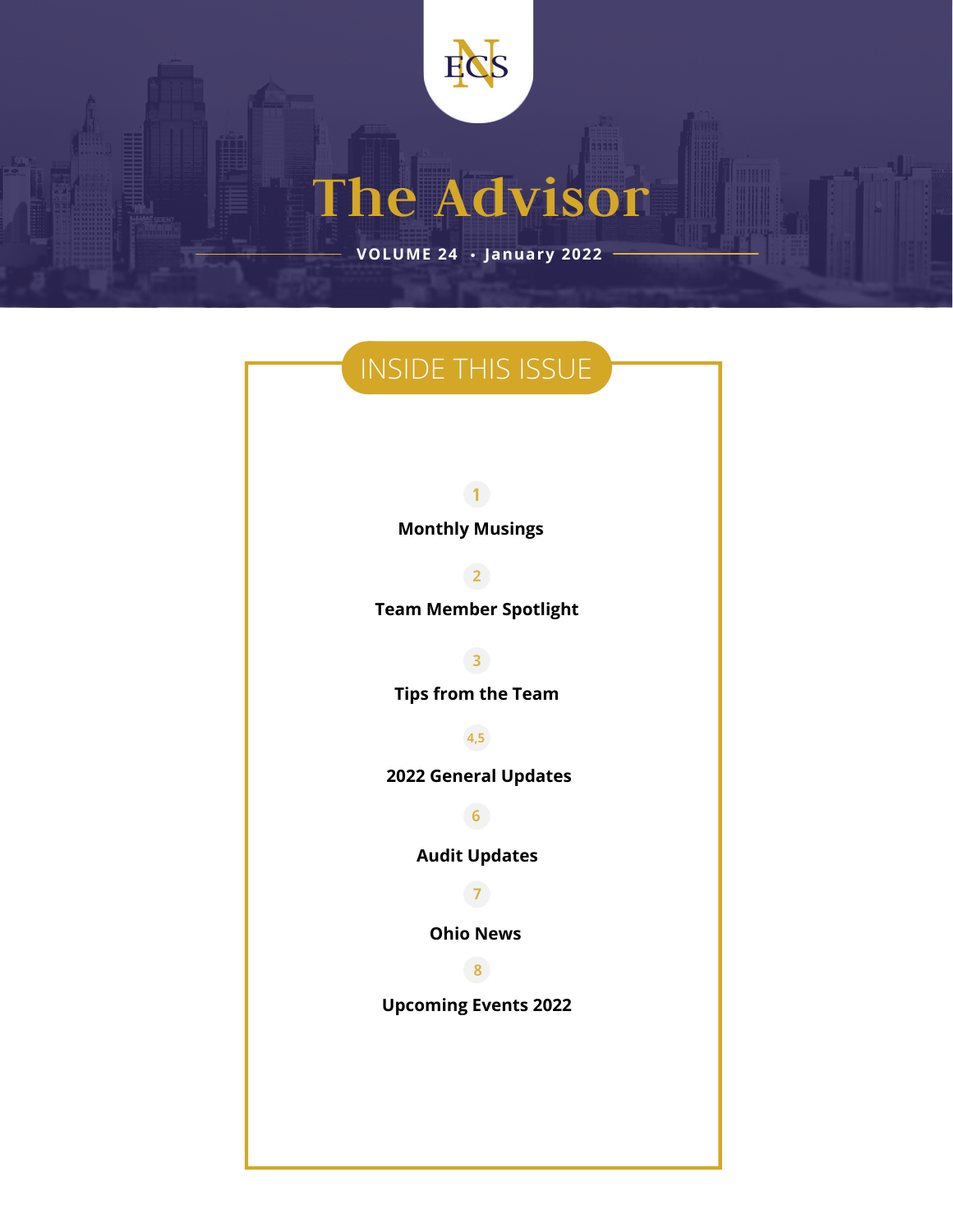NECS

# The Advisor

**VOLUME 24 • January 2022**

## INSIDE THIS ISSUE

1
**Monthly Musings**

2
**Team Member Spotlight**

3
**Tips from the Team**

4,5
**2022 General Updates**

6
**Audit Updates**

7
**Ohio News**

8
**Upcoming Events 2022**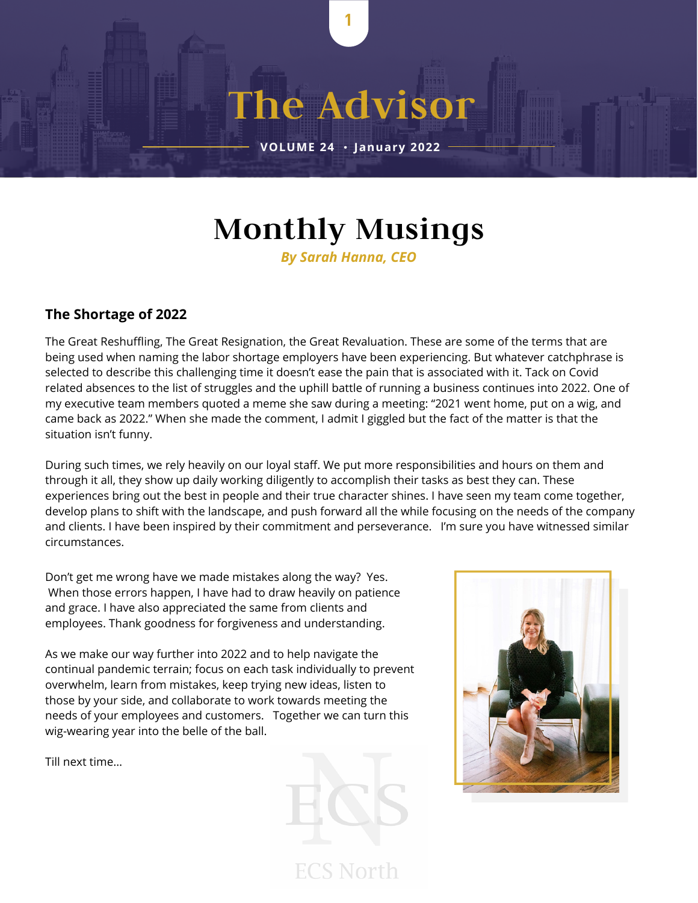# The Advisor

VOLUME 24 • January 2022

## Monthly Musings

*By Sarah Hanna, CEO*

### The Shortage of 2022

The Great Reshuffling, The Great Resignation, the Great Revaluation. These are some of the terms that are being used when naming the labor shortage employers have been experiencing. But whatever catchphrase is selected to describe this challenging time it doesn't ease the pain that is associated with it. Tack on Covid related absences to the list of struggles and the uphill battle of running a business continues into 2022. One of my executive team members quoted a meme she saw during a meeting: "2021 went home, put on a wig, and came back as 2022." When she made the comment, I admit I giggled but the fact of the matter is that the situation isn't funny.

During such times, we rely heavily on our loyal staff. We put more responsibilities and hours on them and through it all, they show up daily working diligently to accomplish their tasks as best they can. These experiences bring out the best in people and their true character shines. I have seen my team come together, develop plans to shift with the landscape, and push forward all the while focusing on the needs of the company and clients. I have been inspired by their commitment and perseverance. I'm sure you have witnessed similar circumstances.

Don't get me wrong have we made mistakes along the way? Yes. When those errors happen, I have had to draw heavily on patience and grace. I have also appreciated the same from clients and employees. Thank goodness for forgiveness and understanding.

As we make our way further into 2022 and to help navigate the continual pandemic terrain; focus on each task individually to prevent overwhelm, learn from mistakes, keep trying new ideas, listen to those by your side, and collaborate to work towards meeting the needs of your employees and customers. Together we can turn this wig-wearing year into the belle of the ball.

Till next time...

ECS North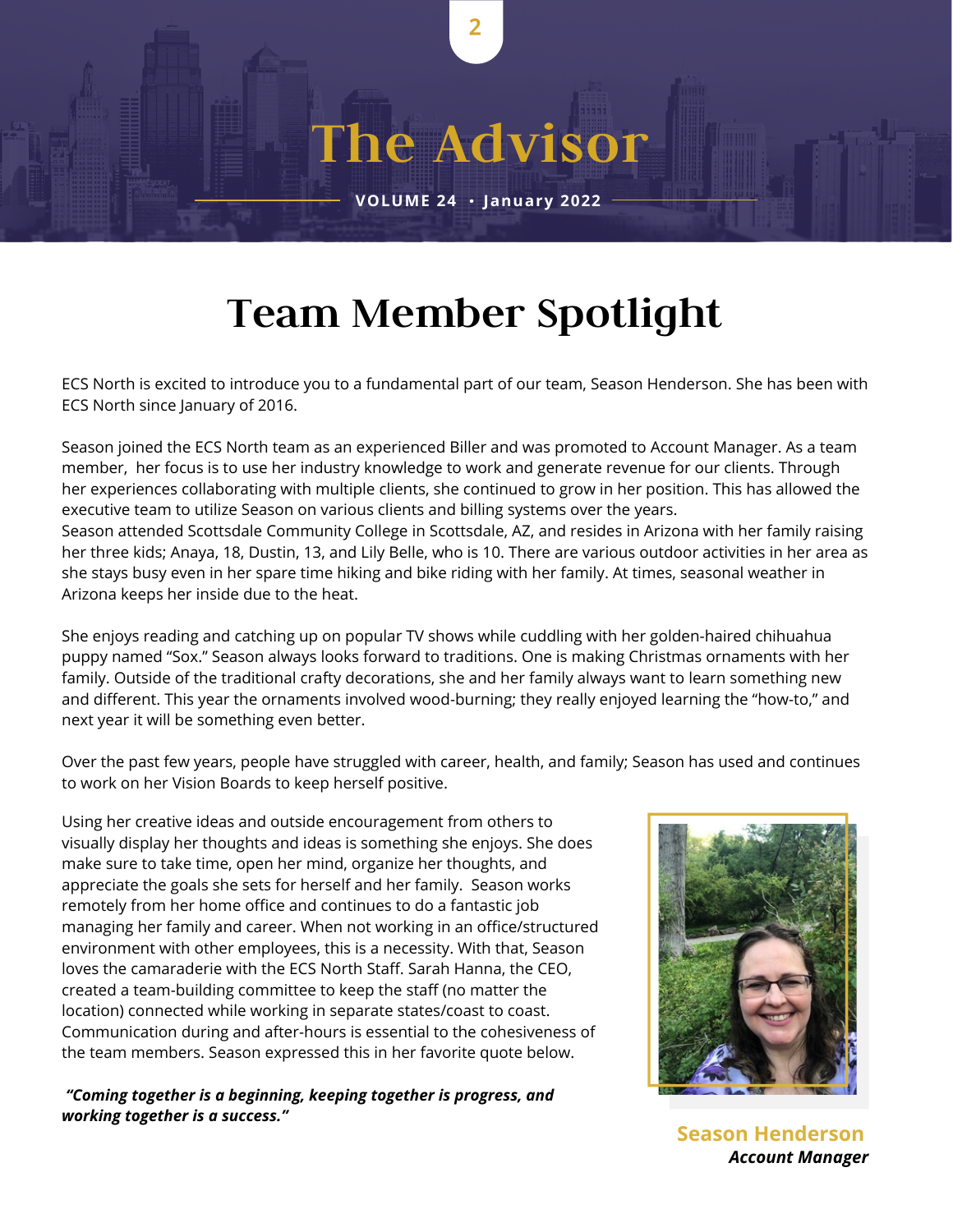# Team Member Spotlight

ECS North is excited to introduce you to a fundamental part of our team, Season Henderson. She has been with ECS North since January of 2016.

Season joined the ECS North team as an experienced Biller and was promoted to Account Manager. As a team member, her focus is to use her industry knowledge to work and generate revenue for our clients. Through her experiences collaborating with multiple clients, she continued to grow in her position. This has allowed the executive team to utilize Season on various clients and billing systems over the years.
Season attended Scottsdale Community College in Scottsdale, AZ, and resides in Arizona with her family raising her three kids; Anaya, 18, Dustin, 13, and Lily Belle, who is 10. There are various outdoor activities in her area as she stays busy even in her spare time hiking and bike riding with her family. At times, seasonal weather in Arizona keeps her inside due to the heat.

She enjoys reading and catching up on popular TV shows while cuddling with her golden-haired chihuahua puppy named "Sox." Season always looks forward to traditions. One is making Christmas ornaments with her family. Outside of the traditional crafty decorations, she and her family always want to learn something new and different. This year the ornaments involved wood-burning; they really enjoyed learning the "how-to," and next year it will be something even better.

Over the past few years, people have struggled with career, health, and family; Season has used and continues to work on her Vision Boards to keep herself positive.

Using her creative ideas and outside encouragement from others to visually display her thoughts and ideas is something she enjoys. She does make sure to take time, open her mind, organize her thoughts, and appreciate the goals she sets for herself and her family. Season works remotely from her home office and continues to do a fantastic job managing her family and career. When not working in an office/structured environment with other employees, this is a necessity. With that, Season loves the camaraderie with the ECS North Staff. Sarah Hanna, the CEO, created a team-building committee to keep the staff (no matter the location) connected while working in separate states/coast to coast. Communication during and after-hours is essential to the cohesiveness of the team members. Season expressed this in her favorite quote below.

***"Coming together is a beginning, keeping together is progress, and working together is a success."***

**Season Henderson**
***Account Manager***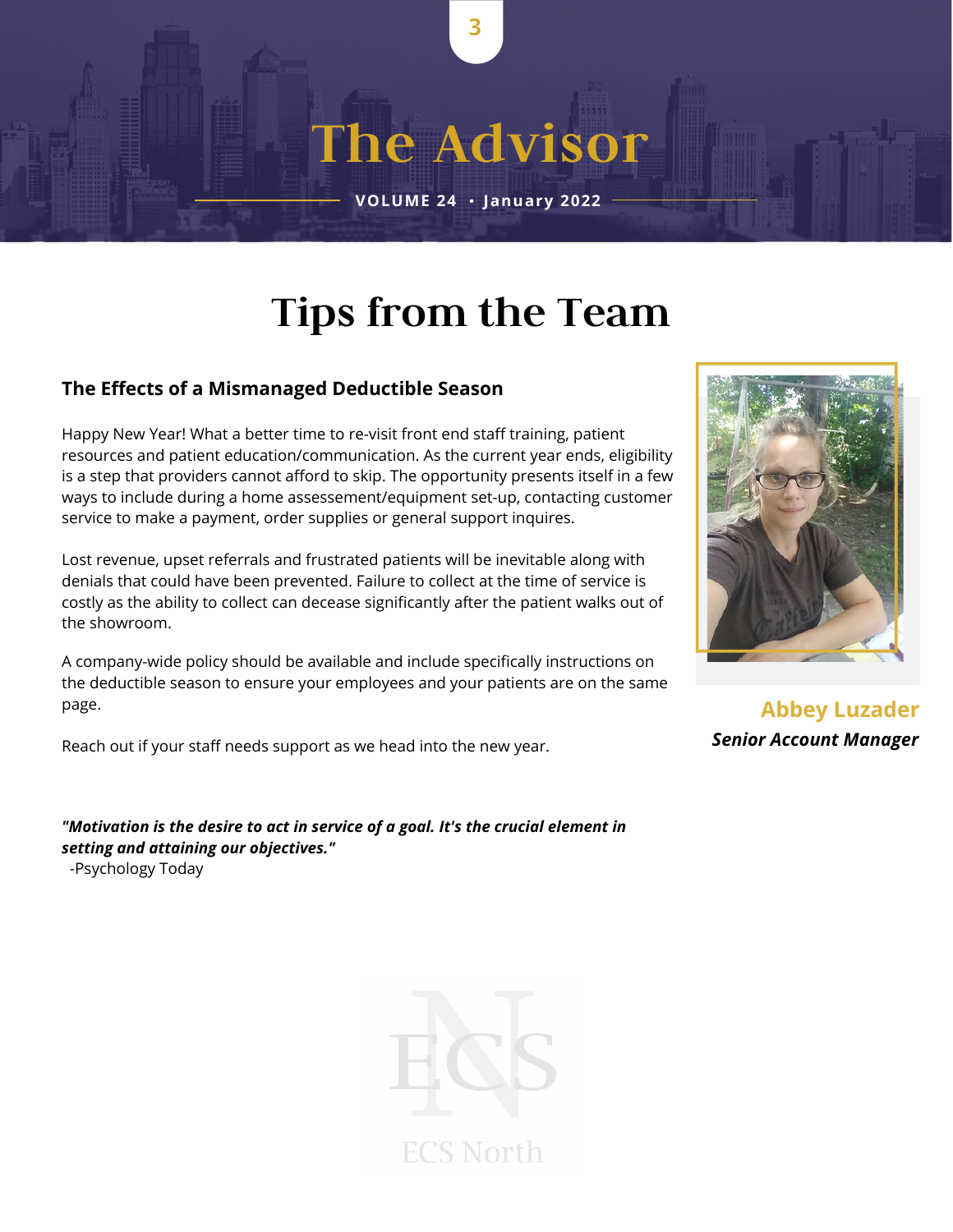# Tips from the Team

### The Effects of a Mismanaged Deductible Season

Happy New Year! What a better time to re-visit front end staff training, patient resources and patient education/communication. As the current year ends, eligibility is a step that providers cannot afford to skip. The opportunity presents itself in a few ways to include during a home assessement/equipment set-up, contacting customer service to make a payment, order supplies or general support inquires.

Lost revenue, upset referrals and frustrated patients will be inevitable along with denials that could have been prevented. Failure to collect at the time of service is costly as the ability to collect can decease significantly after the patient walks out of the showroom.

A company-wide policy should be available and include specifically instructions on the deductible season to ensure your employees and your patients are on the same page.

Reach out if your staff needs support as we head into the new year.

**Abbey Luzader**
***Senior Account Manager***

***"Motivation is the desire to act in service of a goal. It's the crucial element in setting and attaining our objectives."***
-Psychology Today

ECS North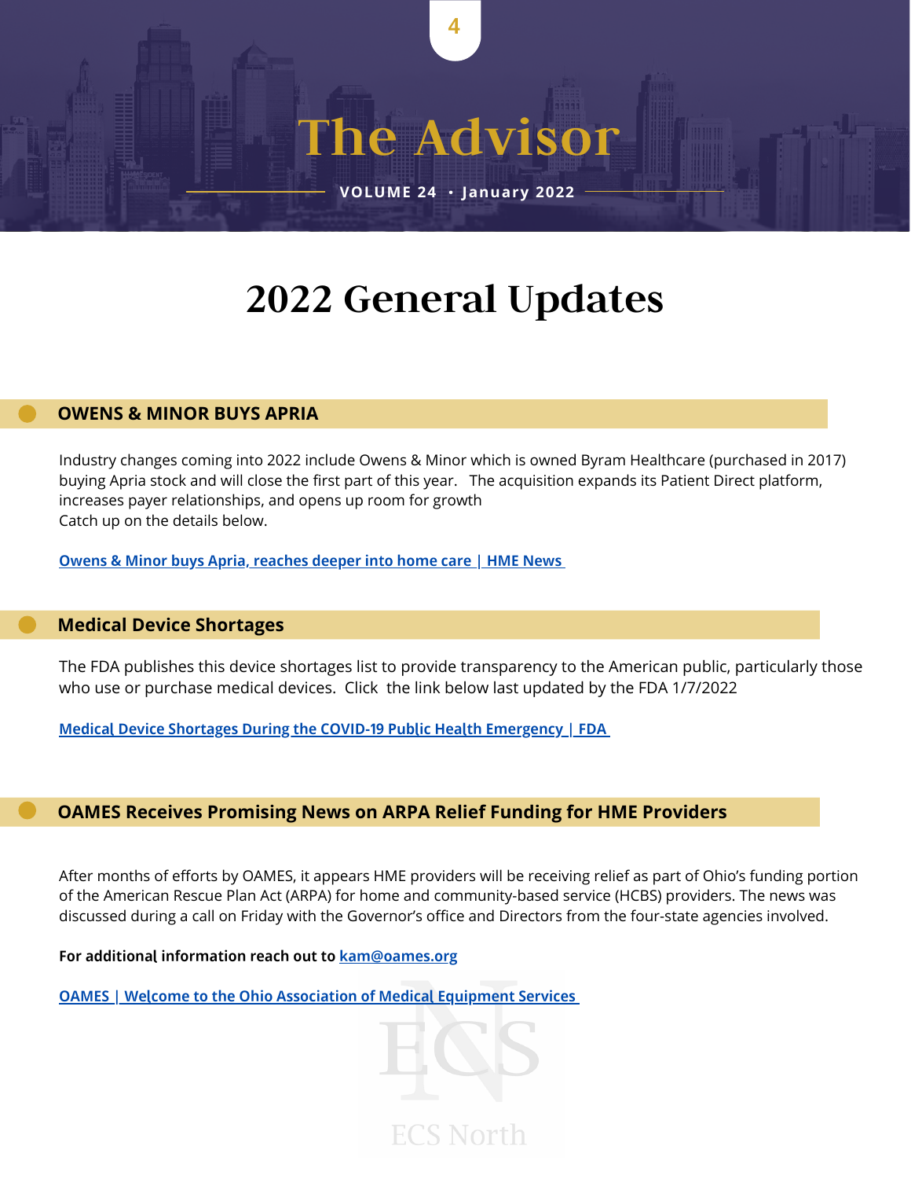# 2022 General Updates

## OWENS & MINOR BUYS APRIA

Industry changes coming into 2022 include Owens & Minor which is owned Byram Healthcare (purchased in 2017) buying Apria stock and will close the first part of this year. The acquisition expands its Patient Direct platform, increases payer relationships, and opens up room for growth
Catch up on the details below.

[Owens & Minor buys Apria, reaches deeper into home care | HME News]()

## Medical Device Shortages

The FDA publishes this device shortages list to provide transparency to the American public, particularly those who use or purchase medical devices. Click the link below last updated by the FDA 1/7/2022

[Medical Device Shortages During the COVID-19 Public Health Emergency | FDA]()

## OAMES Receives Promising News on ARPA Relief Funding for HME Providers

After months of efforts by OAMES, it appears HME providers will be receiving relief as part of Ohio's funding portion of the American Rescue Plan Act (ARPA) for home and community-based service (HCBS) providers. The news was discussed during a call on Friday with the Governor's office and Directors from the four-state agencies involved.

**For additional information reach out to** kam@oames.org

[OAMES | Welcome to the Ohio Association of Medical Equipment Services]()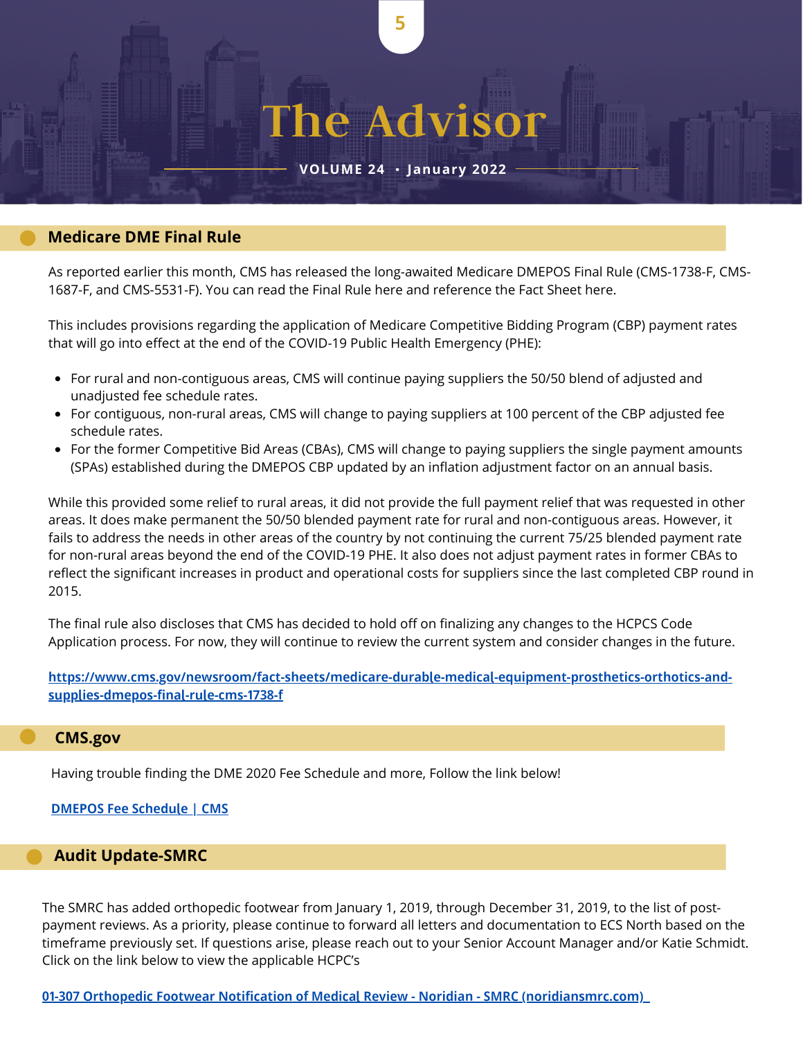# The Advisor

**VOLUME 24 • January 2022**

## Medicare DME Final Rule

As reported earlier this month, CMS has released the long-awaited Medicare DMEPOS Final Rule (CMS-1738-F, CMS-1687-F, and CMS-5531-F). You can read the Final Rule here and reference the Fact Sheet here.

This includes provisions regarding the application of Medicare Competitive Bidding Program (CBP) payment rates that will go into effect at the end of the COVID-19 Public Health Emergency (PHE):

- For rural and non-contiguous areas, CMS will continue paying suppliers the 50/50 blend of adjusted and unadjusted fee schedule rates.
- For contiguous, non-rural areas, CMS will change to paying suppliers at 100 percent of the CBP adjusted fee schedule rates.
- For the former Competitive Bid Areas (CBAs), CMS will change to paying suppliers the single payment amounts (SPAs) established during the DMEPOS CBP updated by an inflation adjustment factor on an annual basis.

While this provided some relief to rural areas, it did not provide the full payment relief that was requested in other areas. It does make permanent the 50/50 blended payment rate for rural and non-contiguous areas. However, it fails to address the needs in other areas of the country by not continuing the current 75/25 blended payment rate for non-rural areas beyond the end of the COVID-19 PHE. It also does not adjust payment rates in former CBAs to reflect the significant increases in product and operational costs for suppliers since the last completed CBP round in 2015.

The final rule also discloses that CMS has decided to hold off on finalizing any changes to the HCPCS Code Application process. For now, they will continue to review the current system and consider changes in the future.

https://www.cms.gov/newsroom/fact-sheets/medicare-durable-medical-equipment-prosthetics-orthotics-and-supplies-dmepos-final-rule-cms-1738-f

## CMS.gov

Having trouble finding the DME 2020 Fee Schedule and more, Follow the link below!

DMEPOS Fee Schedule | CMS

## Audit Update-SMRC

The SMRC has added orthopedic footwear from January 1, 2019, through December 31, 2019, to the list of post-payment reviews. As a priority, please continue to forward all letters and documentation to ECS North based on the timeframe previously set. If questions arise, please reach out to your Senior Account Manager and/or Katie Schmidt. Click on the link below to view the applicable HCPC's

01-307 Orthopedic Footwear Notification of Medical Review - Noridian - SMRC (noridiansmrc.com)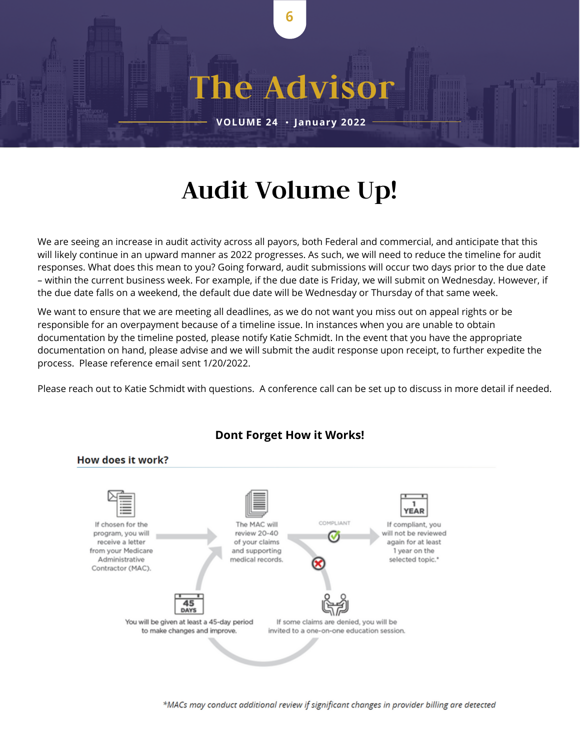# Audit Volume Up!

We are seeing an increase in audit activity across all payors, both Federal and commercial, and anticipate that this will likely continue in an upward manner as 2022 progresses. As such, we will need to reduce the timeline for audit responses. What does this mean to you? Going forward, audit submissions will occur two days prior to the due date – within the current business week. For example, if the due date is Friday, we will submit on Wednesday. However, if the due date falls on a weekend, the default due date will be Wednesday or Thursday of that same week.

We want to ensure that we are meeting all deadlines, as we do not want you miss out on appeal rights or be responsible for an overpayment because of a timeline issue. In instances when you are unable to obtain documentation by the timeline posted, please notify Katie Schmidt. In the event that you have the appropriate documentation on hand, please advise and we will submit the audit response upon receipt, to further expedite the process. Please reference email sent 1/20/2022.

Please reach out to Katie Schmidt with questions. A conference call can be set up to discuss in more detail if needed.

**Dont Forget How it Works!**

## How does it work?

If chosen for the program, you will receive a letter from your Medicare Administrative Contractor (MAC).

The MAC will review 20-40 of your claims and supporting medical records.

COMPLIANT

If compliant, you will not be reviewed again for at least 1 year on the selected topic.*

If some claims are denied, you will be invited to a one-on-one education session.

You will be given at least a 45-day period to make changes and improve.

*MACs may conduct additional review if significant changes in provider billing are detected*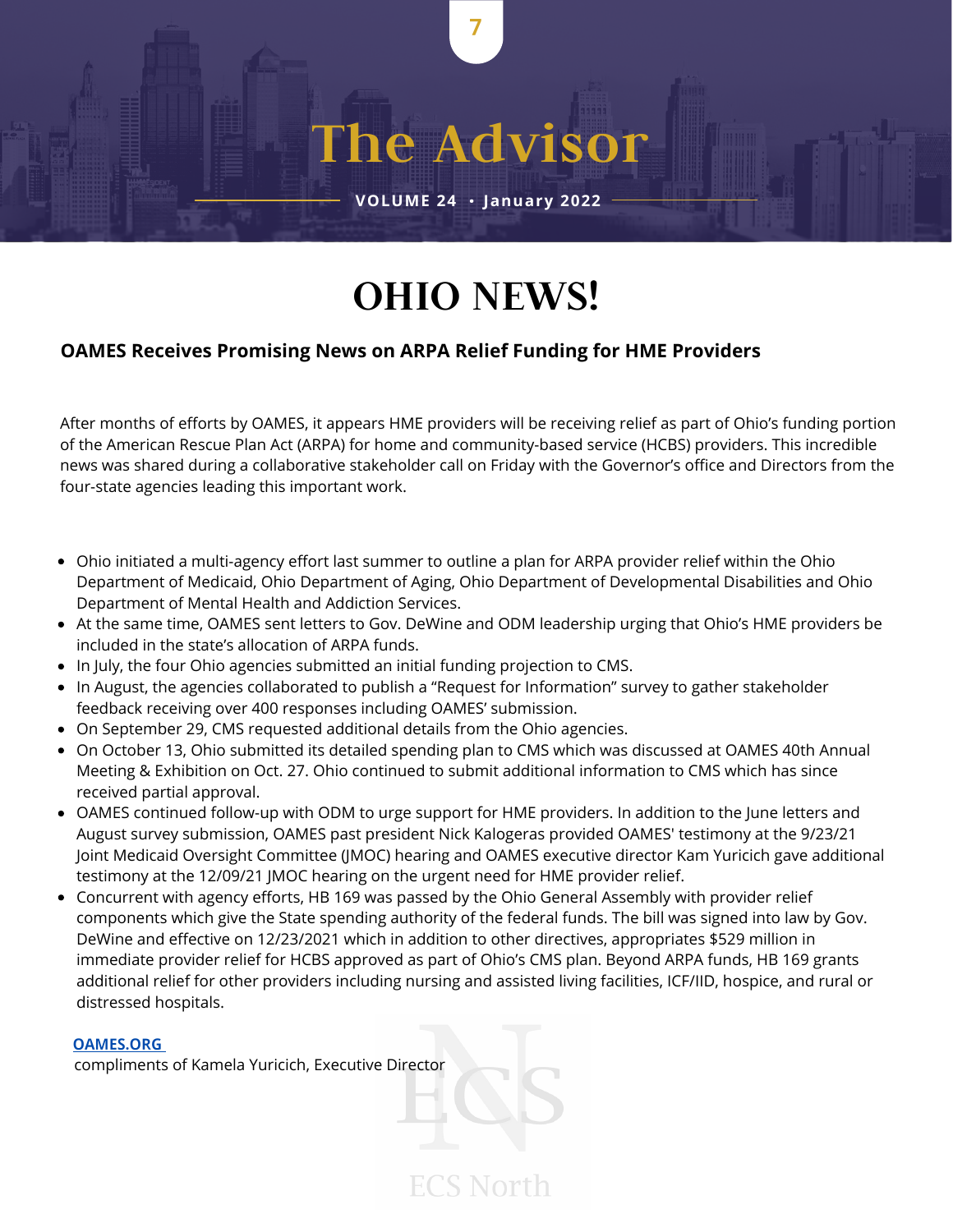# OHIO NEWS!

### OAMES Receives Promising News on ARPA Relief Funding for HME Providers

After months of efforts by OAMES, it appears HME providers will be receiving relief as part of Ohio's funding portion of the American Rescue Plan Act (ARPA) for home and community-based service (HCBS) providers. This incredible news was shared during a collaborative stakeholder call on Friday with the Governor's office and Directors from the four-state agencies leading this important work.

- Ohio initiated a multi-agency effort last summer to outline a plan for ARPA provider relief within the Ohio Department of Medicaid, Ohio Department of Aging, Ohio Department of Developmental Disabilities and Ohio Department of Mental Health and Addiction Services.
- At the same time, OAMES sent letters to Gov. DeWine and ODM leadership urging that Ohio's HME providers be included in the state's allocation of ARPA funds.
- In July, the four Ohio agencies submitted an initial funding projection to CMS.
- In August, the agencies collaborated to publish a "Request for Information" survey to gather stakeholder feedback receiving over 400 responses including OAMES' submission.
- On September 29, CMS requested additional details from the Ohio agencies.
- On October 13, Ohio submitted its detailed spending plan to CMS which was discussed at OAMES 40th Annual Meeting & Exhibition on Oct. 27. Ohio continued to submit additional information to CMS which has since received partial approval.
- OAMES continued follow-up with ODM to urge support for HME providers. In addition to the June letters and August survey submission, OAMES past president Nick Kalogeras provided OAMES' testimony at the 9/23/21 Joint Medicaid Oversight Committee (JMOC) hearing and OAMES executive director Kam Yuricich gave additional testimony at the 12/09/21 JMOC hearing on the urgent need for HME provider relief.
- Concurrent with agency efforts, HB 169 was passed by the Ohio General Assembly with provider relief components which give the State spending authority of the federal funds. The bill was signed into law by Gov. DeWine and effective on 12/23/2021 which in addition to other directives, appropriates $529 million in immediate provider relief for HCBS approved as part of Ohio's CMS plan. Beyond ARPA funds, HB 169 grants additional relief for other providers including nursing and assisted living facilities, ICF/IID, hospice, and rural or distressed hospitals.

[OAMES.ORG](OAMES.ORG)
compliments of Kamela Yuricich, Executive Director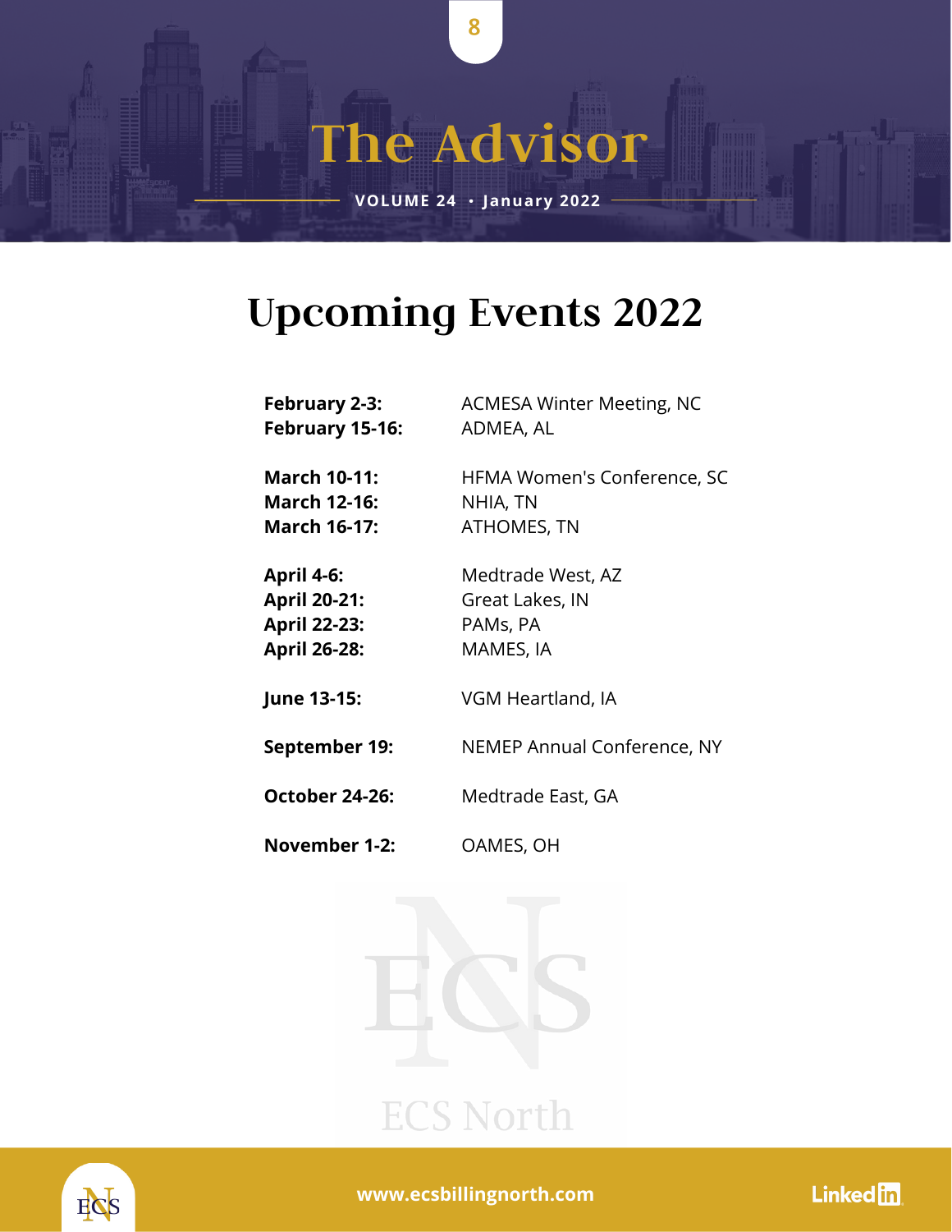# Upcoming Events 2022

| | |
|---|---|
| **February 2-3:** | ACMESA Winter Meeting, NC |
| **February 15-16:** | ADMEA, AL |
| **March 10-11:** | HFMA Women's Conference, SC |
| **March 12-16:** | NHIA, TN |
| **March 16-17:** | ATHOMES, TN |
| **April 4-6:** | Medtrade West, AZ |
| **April 20-21:** | Great Lakes, IN |
| **April 22-23:** | PAMs, PA |
| **April 26-28:** | MAMES, IA |
| **June 13-15:** | VGM Heartland, IA |
| **September 19:** | NEMEP Annual Conference, NY |
| **October 24-26:** | Medtrade East, GA |
| **November 1-2:** | OAMES, OH |

ECS North

www.ecsbillingnorth.com